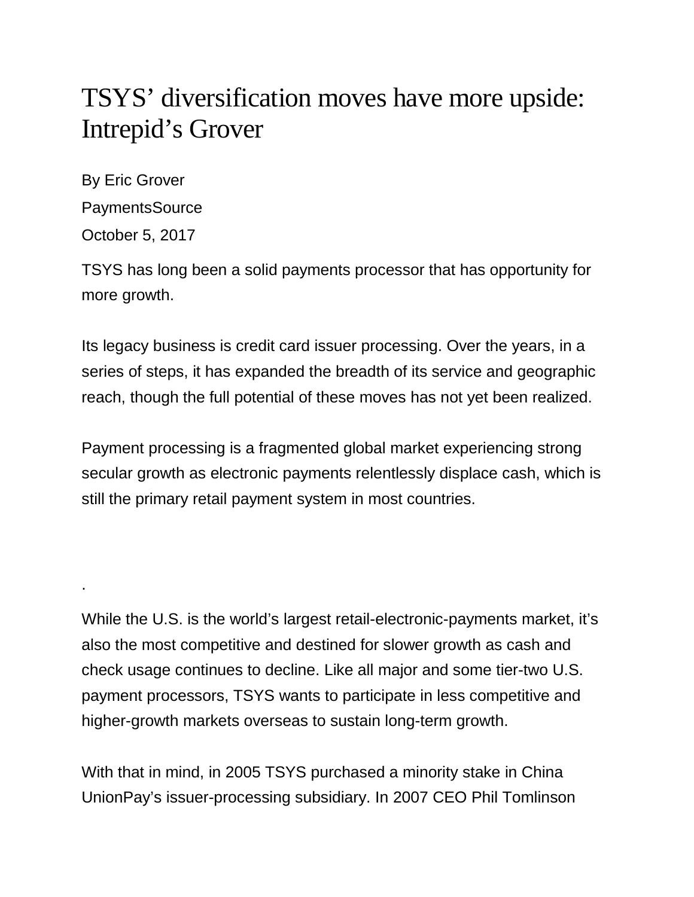# TSYS' diversification moves have more upside: Intrepid's Grover

By Eric Grover

PaymentsSource

October 5, 2017

TSYS has long been a solid payments processor that has opportunity for more growth.

Its legacy business is credit card issuer processing. Over the years, in a series of steps, it has expanded the breadth of its service and geographic reach, though the full potential of these moves has not yet been realized.

Payment processing is a fragmented global market experiencing strong secular growth as electronic payments relentlessly displace cash, which is still the primary retail payment system in most countries.

.

While the U.S. is the world's largest retail-electronic-payments market, it's also the most competitive and destined for slower growth as cash and check usage continues to decline. Like all major and some tier-two U.S. payment processors, TSYS wants to participate in less competitive and higher-growth markets overseas to sustain long-term growth.

With that in mind, in 2005 TSYS purchased a minority stake in China UnionPay's issuer-processing subsidiary. In 2007 CEO Phil Tomlinson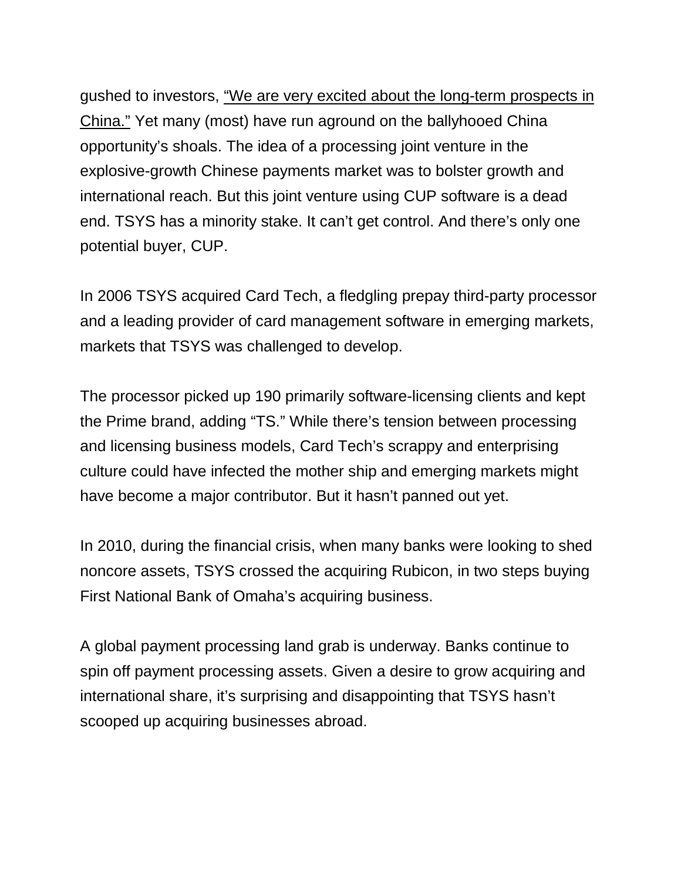gushed to investors, "We are very excited about the long-term prospects in China." Yet many (most) have run aground on the ballyhooed China opportunity's shoals. The idea of a processing joint venture in the explosive-growth Chinese payments market was to bolster growth and international reach. But this joint venture using CUP software is a dead end. TSYS has a minority stake. It can't get control. And there's only one potential buyer, CUP.

In 2006 TSYS acquired Card Tech, a fledgling prepay third-party processor and a leading provider of card management software in emerging markets, markets that TSYS was challenged to develop.

The processor picked up 190 primarily software-licensing clients and kept the Prime brand, adding "TS." While there's tension between processing and licensing business models, Card Tech's scrappy and enterprising culture could have infected the mother ship and emerging markets might have become a major contributor. But it hasn't panned out yet.

In 2010, during the financial crisis, when many banks were looking to shed noncore assets, TSYS crossed the acquiring Rubicon, in two steps buying First National Bank of Omaha's acquiring business.

A global payment processing land grab is underway. Banks continue to spin off payment processing assets. Given a desire to grow acquiring and international share, it's surprising and disappointing that TSYS hasn't scooped up acquiring businesses abroad.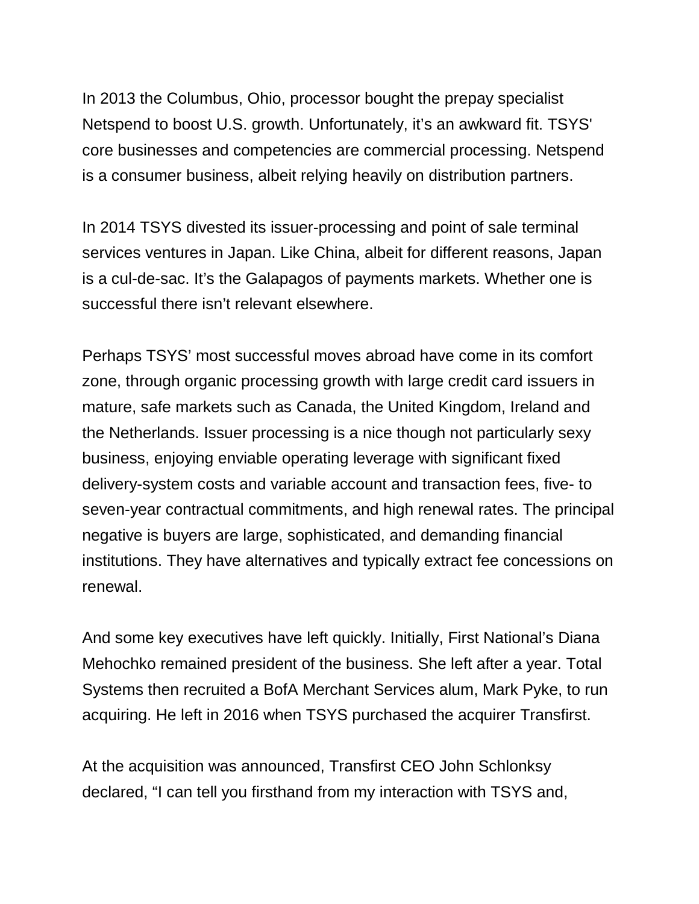In 2013 the Columbus, Ohio, processor bought the prepay specialist Netspend to boost U.S. growth. Unfortunately, it's an awkward fit. TSYS' core businesses and competencies are commercial processing. Netspend is a consumer business, albeit relying heavily on distribution partners.

In 2014 TSYS divested its issuer-processing and point of sale terminal services ventures in Japan. Like China, albeit for different reasons, Japan is a cul-de-sac. It's the Galapagos of payments markets. Whether one is successful there isn't relevant elsewhere.

Perhaps TSYS' most successful moves abroad have come in its comfort zone, through organic processing growth with large credit card issuers in mature, safe markets such as Canada, the United Kingdom, Ireland and the Netherlands. Issuer processing is a nice though not particularly sexy business, enjoying enviable operating leverage with significant fixed delivery-system costs and variable account and transaction fees, five- to seven-year contractual commitments, and high renewal rates. The principal negative is buyers are large, sophisticated, and demanding financial institutions. They have alternatives and typically extract fee concessions on renewal.

And some key executives have left quickly. Initially, First National's Diana Mehochko remained president of the business. She left after a year. Total Systems then recruited a BofA Merchant Services alum, Mark Pyke, to run acquiring. He left in 2016 when TSYS purchased the acquirer Transfirst.

At the acquisition was announced, Transfirst CEO John Schlonksy declared, "I can tell you firsthand from my interaction with TSYS and,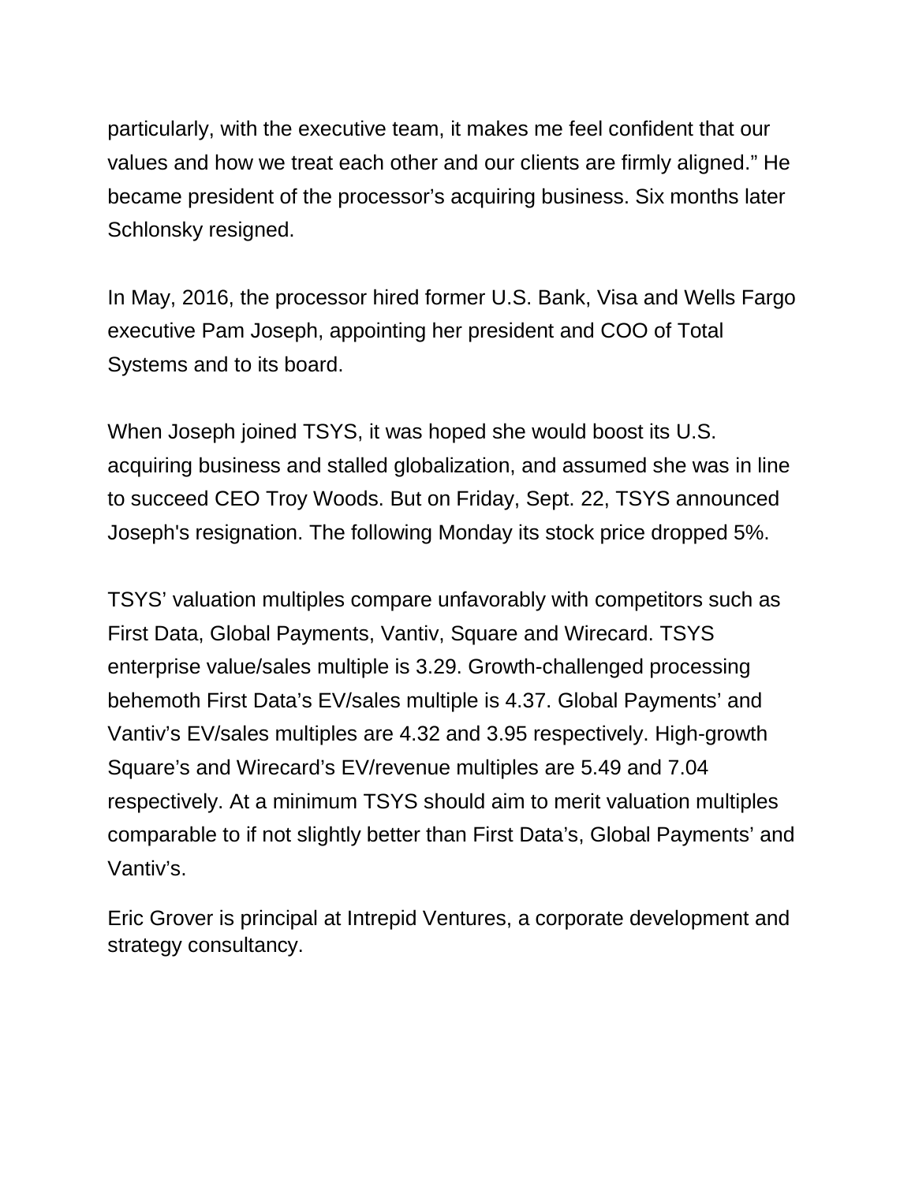particularly, with the executive team, it makes me feel confident that our values and how we treat each other and our clients are firmly aligned." He became president of the processor's acquiring business. Six months later Schlonsky resigned.

In May, 2016, the processor hired former U.S. Bank, Visa and Wells Fargo executive Pam Joseph, appointing her president and COO of Total Systems and to its board.

When Joseph joined TSYS, it was hoped she would boost its U.S. acquiring business and stalled globalization, and assumed she was in line to succeed CEO Troy Woods. But on Friday, Sept. 22, TSYS announced Joseph's resignation. The following Monday its stock price dropped 5%.

TSYS' valuation multiples compare unfavorably with competitors such as First Data, Global Payments, Vantiv, Square and Wirecard. TSYS enterprise value/sales multiple is 3.29. Growth-challenged processing behemoth First Data's EV/sales multiple is 4.37. Global Payments' and Vantiv's EV/sales multiples are 4.32 and 3.95 respectively. High-growth Square's and Wirecard's EV/revenue multiples are 5.49 and 7.04 respectively. At a minimum TSYS should aim to merit valuation multiples comparable to if not slightly better than First Data's, Global Payments' and Vantiv's.

Eric Grover is principal at Intrepid Ventures, a corporate development and strategy consultancy.